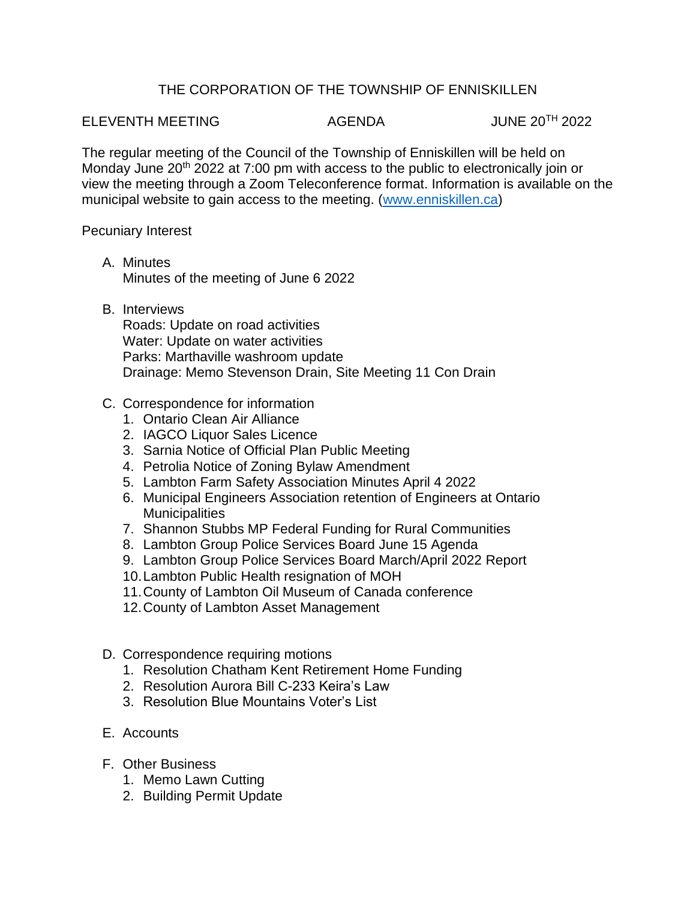# THE CORPORATION OF THE TOWNSHIP OF ENNISKILLEN

ELEVENTH MEETING AGENDA JUNE 20TH 2022

The regular meeting of the Council of the Township of Enniskillen will be held on Monday June 20th 2022 at 7:00 pm with access to the public to electronically join or view the meeting through a Zoom Teleconference format. Information is available on the municipal website to gain access to the meeting. (www.enniskillen.ca)

Pecuniary Interest

A. Minutes
   Minutes of the meeting of June 6 2022

B. Interviews
   Roads: Update on road activities
   Water: Update on water activities
   Parks: Marthaville washroom update
   Drainage: Memo Stevenson Drain, Site Meeting 11 Con Drain

C. Correspondence for information
   1. Ontario Clean Air Alliance
   2. IAGCO Liquor Sales Licence
   3. Sarnia Notice of Official Plan Public Meeting
   4. Petrolia Notice of Zoning Bylaw Amendment
   5. Lambton Farm Safety Association Minutes April 4 2022
   6. Municipal Engineers Association retention of Engineers at Ontario Municipalities
   7. Shannon Stubbs MP Federal Funding for Rural Communities
   8. Lambton Group Police Services Board June 15 Agenda
   9. Lambton Group Police Services Board March/April 2022 Report
   10. Lambton Public Health resignation of MOH
   11. County of Lambton Oil Museum of Canada conference
   12. County of Lambton Asset Management

D. Correspondence requiring motions
   1. Resolution Chatham Kent Retirement Home Funding
   2. Resolution Aurora Bill C-233 Keira's Law
   3. Resolution Blue Mountains Voter's List

E. Accounts

F. Other Business
   1. Memo Lawn Cutting
   2. Building Permit Update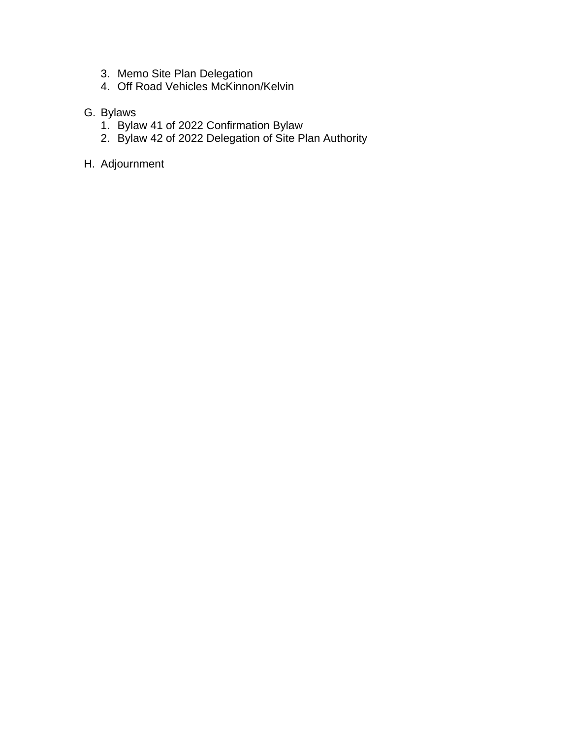3. Memo Site Plan Delegation
4. Off Road Vehicles McKinnon/Kelvin

G. Bylaws
   1. Bylaw 41 of 2022 Confirmation Bylaw
   2. Bylaw 42 of 2022 Delegation of Site Plan Authority

H. Adjournment